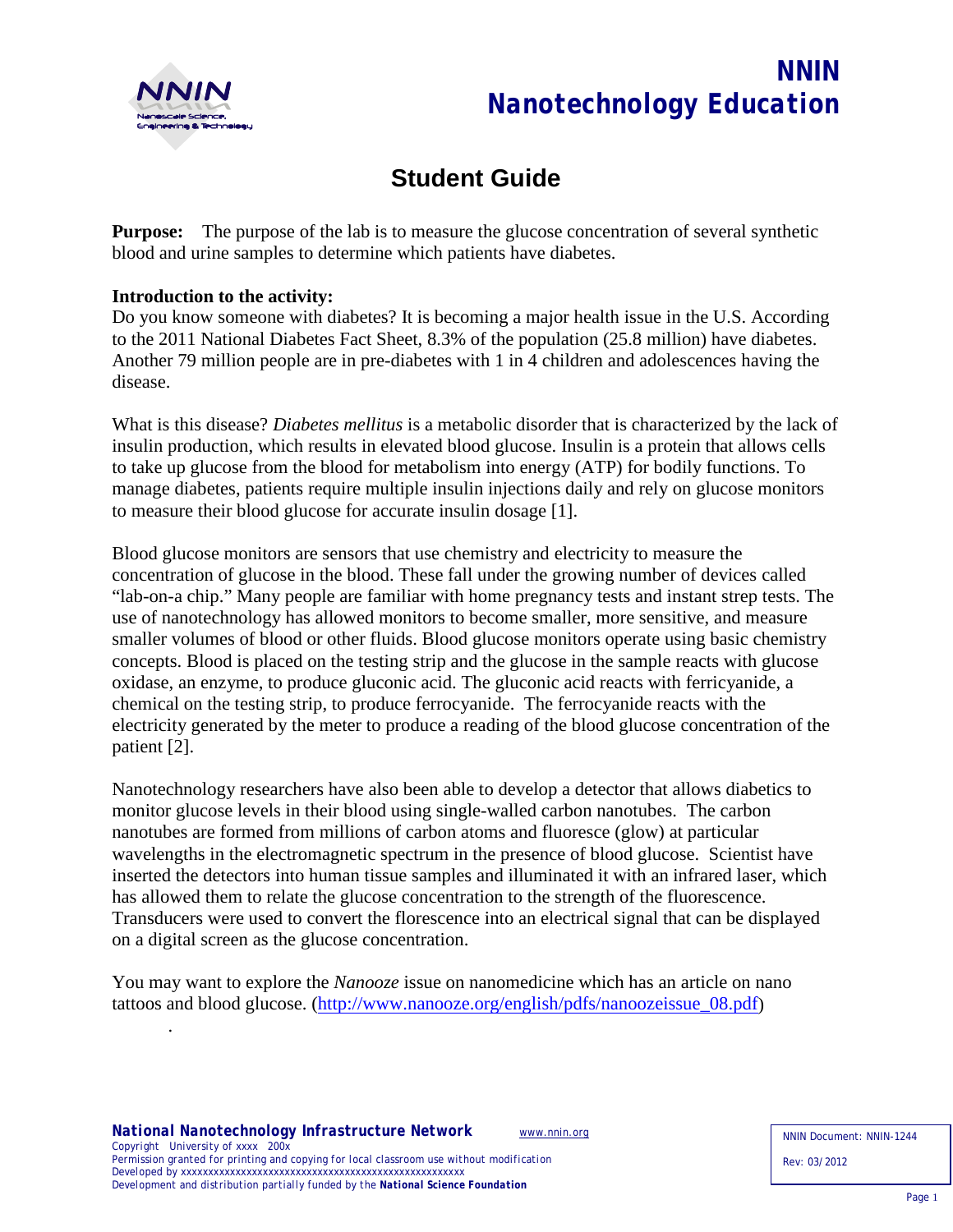# NNIN Nanotechnology Education

## Student Guide

**Purpose:** The purpose of the lab is to measure the glucose concentration of several synthetic blood and urine samples to determine which patients have diabetes.

**Introduction to the activity:**

Do you know someone with diabetes? It is becoming a major health issue in the U.S. According to the 2011 National Diabetes Fact Sheet, 8.3% of the population (25.8 million) have diabetes. Another 79 million people are in pre-diabetes with 1 in 4 children and adolescences having the disease.

What is this disease? *Diabetes mellitus* is a metabolic disorder that is characterized by the lack of insulin production, which results in elevated blood glucose. Insulin is a protein that allows cells to take up glucose from the blood for metabolism into energy (ATP) for bodily functions. To manage diabetes, patients require multiple insulin injections daily and rely on glucose monitors to measure their blood glucose for accurate insulin dosage [1].

Blood glucose monitors are sensors that use chemistry and electricity to measure the concentration of glucose in the blood. These fall under the growing number of devices called "lab-on-a chip." Many people are familiar with home pregnancy tests and instant strep tests. The use of nanotechnology has allowed monitors to become smaller, more sensitive, and measure smaller volumes of blood or other fluids. Blood glucose monitors operate using basic chemistry concepts. Blood is placed on the testing strip and the glucose in the sample reacts with glucose oxidase, an enzyme, to produce gluconic acid. The gluconic acid reacts with ferricyanide, a chemical on the testing strip, to produce ferrocyanide. The ferrocyanide reacts with the electricity generated by the meter to produce a reading of the blood glucose concentration of the patient [2].

Nanotechnology researchers have also been able to develop a detector that allows diabetics to monitor glucose levels in their blood using single-walled carbon nanotubes. The carbon nanotubes are formed from millions of carbon atoms and fluoresce (glow) at particular wavelengths in the electromagnetic spectrum in the presence of blood glucose. Scientist have inserted the detectors into human tissue samples and illuminated it with an infrared laser, which has allowed them to relate the glucose concentration to the strength of the fluorescence. Transducers were used to convert the florescence into an electrical signal that can be displayed on a digital screen as the glucose concentration.

You may want to explore the *Nanooze* issue on nanomedicine which has an article on nano tattoos and blood glucose. (http://www.nanooze.org/english/pdfs/nanoozeissue_08.pdf)

.

**National Nanotechnology Infrastructure Network** www.nnin.org
Copyright University of xxxx 200x
Permission granted for printing and copying for local classroom use without modification
Developed by xxxxxxxxxxxxxxxxxxxxxxxxxxxxxxxxxxxxxxxxxxxxxxxxxxx
Development and distribution partially funded by the **National Science Foundation**

NNIN Document: NNIN-1244
Rev: 03/2012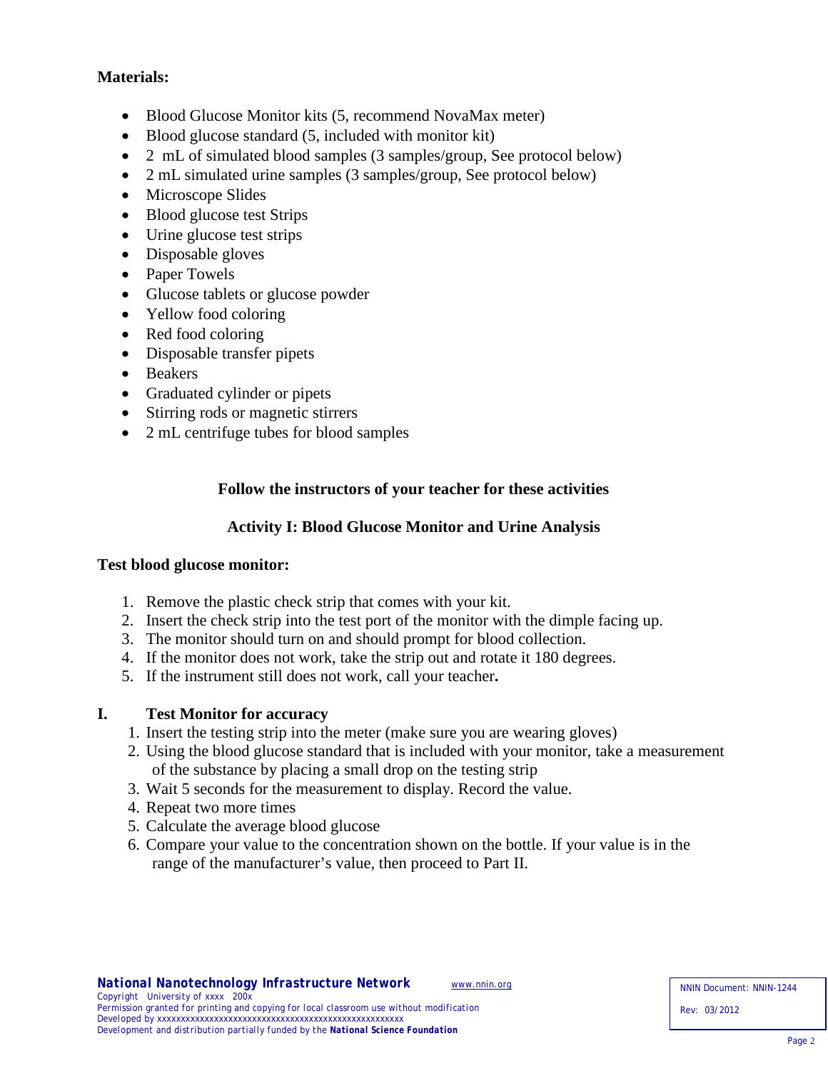**Materials:**

- Blood Glucose Monitor kits (5, recommend NovaMax meter)
- Blood glucose standard (5, included with monitor kit)
- 2 mL of simulated blood samples (3 samples/group, See protocol below)
- 2 mL simulated urine samples (3 samples/group, See protocol below)
- Microscope Slides
- Blood glucose test Strips
- Urine glucose test strips
- Disposable gloves
- Paper Towels
- Glucose tablets or glucose powder
- Yellow food coloring
- Red food coloring
- Disposable transfer pipets
- Beakers
- Graduated cylinder or pipets
- Stirring rods or magnetic stirrers
- 2 mL centrifuge tubes for blood samples

**Follow the instructors of your teacher for these activities**

## Activity I: Blood Glucose Monitor and Urine Analysis

**Test blood glucose monitor:**

1. Remove the plastic check strip that comes with your kit.
2. Insert the check strip into the test port of the monitor with the dimple facing up.
3. The monitor should turn on and should prompt for blood collection.
4. If the monitor does not work, take the strip out and rotate it 180 degrees.
5. If the instrument still does not work, call your teacher**.**

### I. Test Monitor for accuracy

1. Insert the testing strip into the meter (make sure you are wearing gloves)
2. Using the blood glucose standard that is included with your monitor, take a measurement of the substance by placing a small drop on the testing strip
3. Wait 5 seconds for the measurement to display. Record the value.
4. Repeat two more times
5. Calculate the average blood glucose
6. Compare your value to the concentration shown on the bottle. If your value is in the range of the manufacturer's value, then proceed to Part II.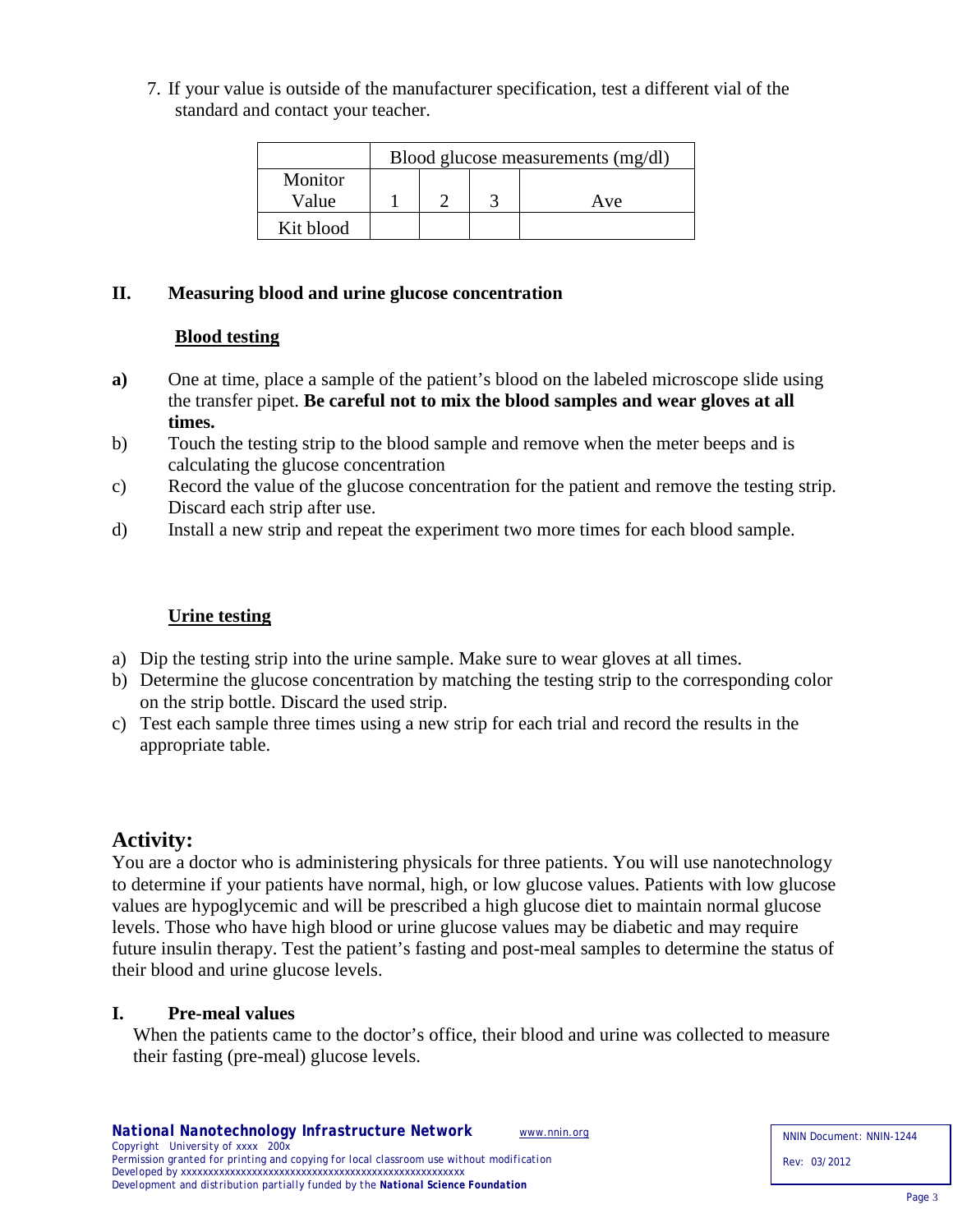7. If your value is outside of the manufacturer specification, test a different vial of the standard and contact your teacher.

| | Blood glucose measurements (mg/dl) | | | |
|---|---|---|---|---|
| Monitor Value | 1 | 2 | 3 | Ave |
| Kit blood | | | | |

## II. Measuring blood and urine glucose concentration

### Blood testing

**a)** One at time, place a sample of the patient's blood on the labeled microscope slide using the transfer pipet. **Be careful not to mix the blood samples and wear gloves at all times.**

b) Touch the testing strip to the blood sample and remove when the meter beeps and is calculating the glucose concentration

c) Record the value of the glucose concentration for the patient and remove the testing strip. Discard each strip after use.

d) Install a new strip and repeat the experiment two more times for each blood sample.

### Urine testing

a) Dip the testing strip into the urine sample. Make sure to wear gloves at all times.

b) Determine the glucose concentration by matching the testing strip to the corresponding color on the strip bottle. Discard the used strip.

c) Test each sample three times using a new strip for each trial and record the results in the appropriate table.

# Activity:

You are a doctor who is administering physicals for three patients. You will use nanotechnology to determine if your patients have normal, high, or low glucose values. Patients with low glucose values are hypoglycemic and will be prescribed a high glucose diet to maintain normal glucose levels. Those who have high blood or urine glucose values may be diabetic and may require future insulin therapy. Test the patient's fasting and post-meal samples to determine the status of their blood and urine glucose levels.

## I. Pre-meal values

When the patients came to the doctor's office, their blood and urine was collected to measure their fasting (pre-meal) glucose levels.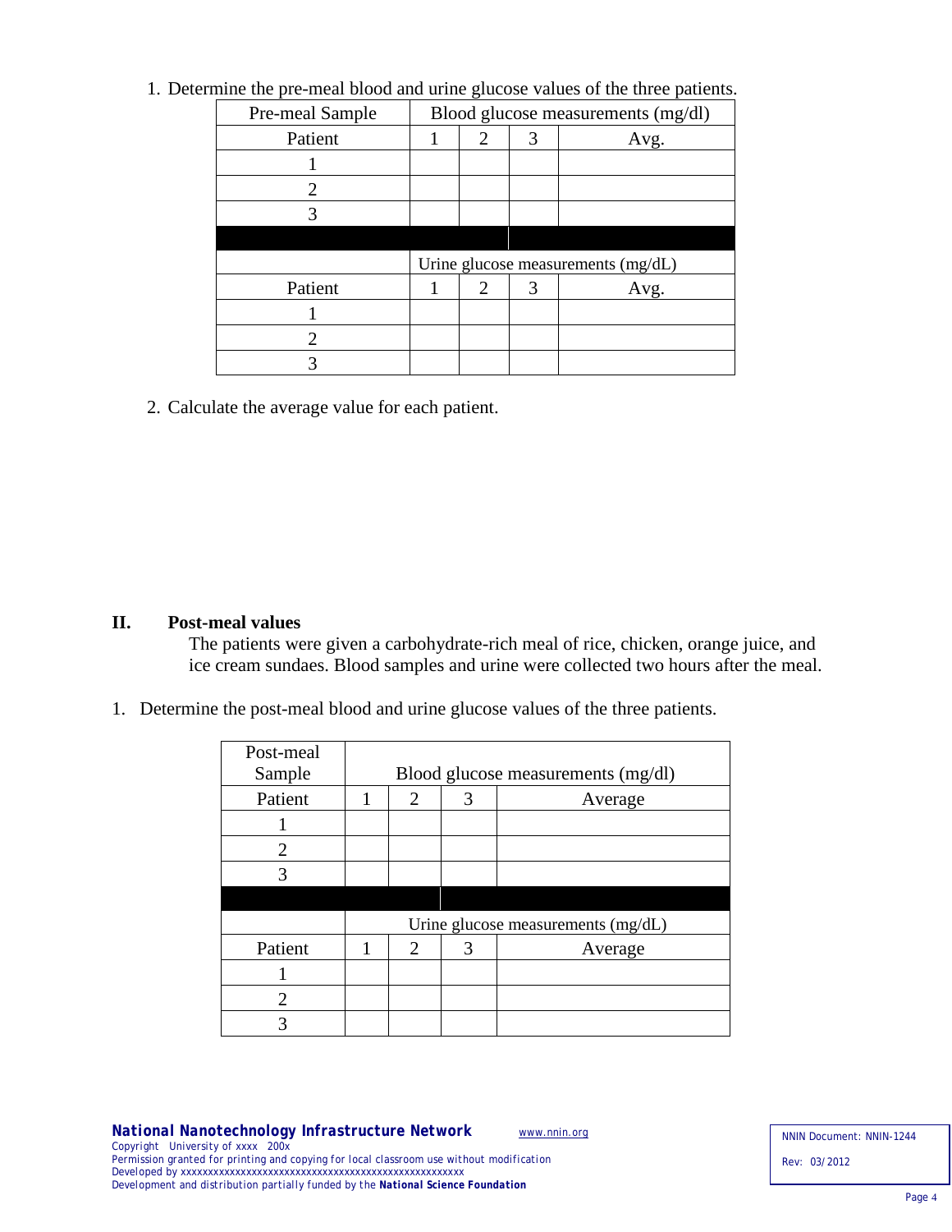1. Determine the pre-meal blood and urine glucose values of the three patients.

| Pre-meal Sample | Blood glucose measurements (mg/dl) | | | |
|---|---|---|---|---|
| Patient | 1 | 2 | 3 | Avg. |
| 1 | | | | |
| 2 | | | | |
| 3 | | | | |
| | | | | |
| | Urine glucose measurements (mg/dL) | | | |
| Patient | 1 | 2 | 3 | Avg. |
| 1 | | | | |
| 2 | | | | |
| 3 | | | | |

2. Calculate the average value for each patient.

## II. Post-meal values

The patients were given a carbohydrate-rich meal of rice, chicken, orange juice, and ice cream sundaes. Blood samples and urine were collected two hours after the meal.

1. Determine the post-meal blood and urine glucose values of the three patients.

| Post-meal Sample | Blood glucose measurements (mg/dl) | | | |
|---|---|---|---|---|
| Patient | 1 | 2 | 3 | Average |
| 1 | | | | |
| 2 | | | | |
| 3 | | | | |
| | | | | |
| | Urine glucose measurements (mg/dL) | | | |
| Patient | 1 | 2 | 3 | Average |
| 1 | | | | |
| 2 | | | | |
| 3 | | | | |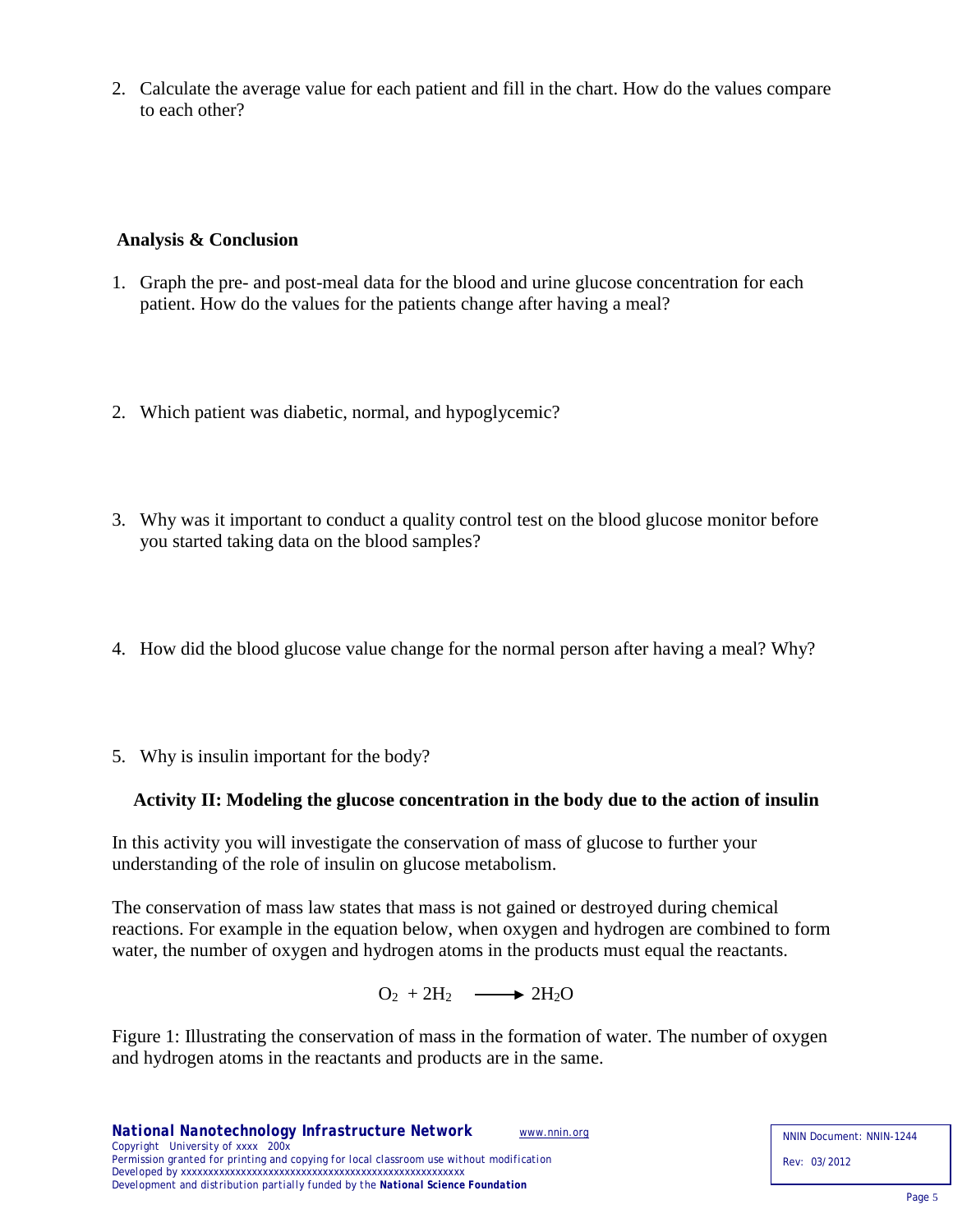2. Calculate the average value for each patient and fill in the chart. How do the values compare to each other?

### Analysis & Conclusion

1. Graph the pre- and post-meal data for the blood and urine glucose concentration for each patient. How do the values for the patients change after having a meal?

2. Which patient was diabetic, normal, and hypoglycemic?

3. Why was it important to conduct a quality control test on the blood glucose monitor before you started taking data on the blood samples?

4. How did the blood glucose value change for the normal person after having a meal? Why?

5. Why is insulin important for the body?

### Activity II: Modeling the glucose concentration in the body due to the action of insulin

In this activity you will investigate the conservation of mass of glucose to further your understanding of the role of insulin on glucose metabolism.

The conservation of mass law states that mass is not gained or destroyed during chemical reactions. For example in the equation below, when oxygen and hydrogen are combined to form water, the number of oxygen and hydrogen atoms in the products must equal the reactants.

$$O_2 + 2H_2 \longrightarrow 2H_2O$$

Figure 1: Illustrating the conservation of mass in the formation of water. The number of oxygen and hydrogen atoms in the reactants and products are in the same.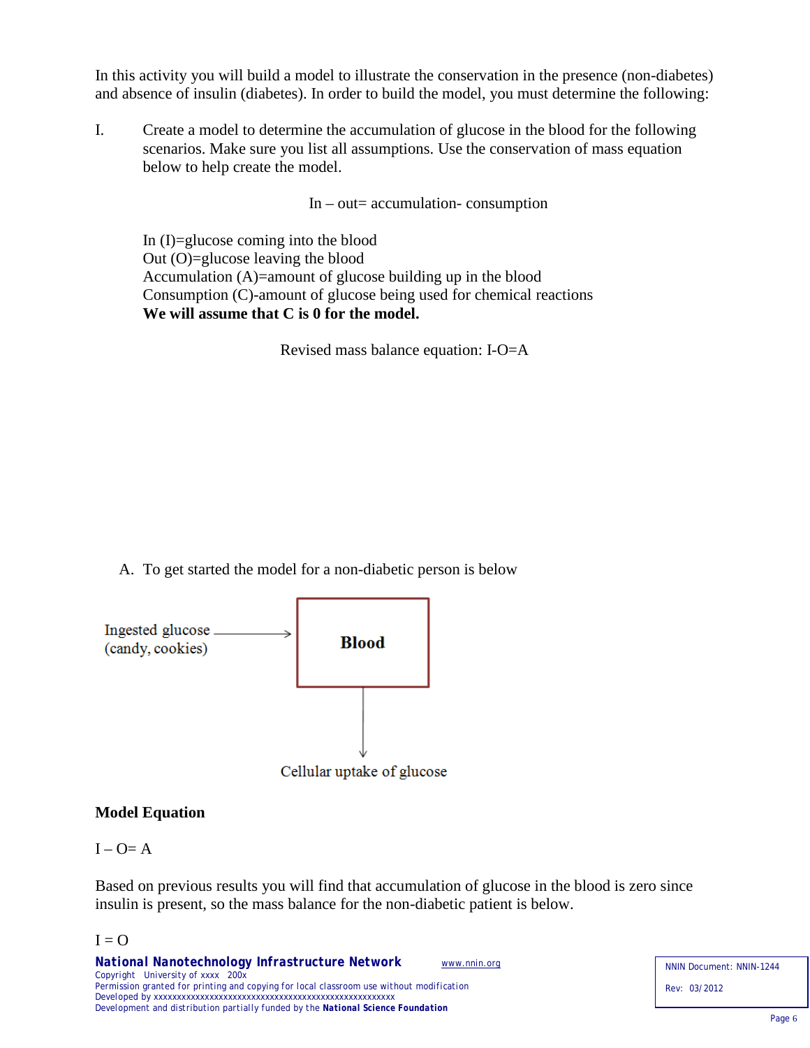In this activity you will build a model to illustrate the conservation in the presence (non-diabetes) and absence of insulin (diabetes). In order to build the model, you must determine the following:

I. Create a model to determine the accumulation of glucose in the blood for the following scenarios. Make sure you list all assumptions. Use the conservation of mass equation below to help create the model.

$$\text{In} - \text{out} = \text{accumulation} - \text{consumption}$$

In (I)=glucose coming into the blood
Out (O)=glucose leaving the blood
Accumulation (A)=amount of glucose building up in the blood
Consumption (C)-amount of glucose being used for chemical reactions
**We will assume that C is 0 for the model.**

Revised mass balance equation: $I - O = A$

A. To get started the model for a non-diabetic person is below

Ingested glucose (candy, cookies) → **Blood** → Cellular uptake of glucose

**Model Equation**

$I - O = A$

Based on previous results you will find that accumulation of glucose in the blood is zero since insulin is present, so the mass balance for the non-diabetic patient is below.

$I = O$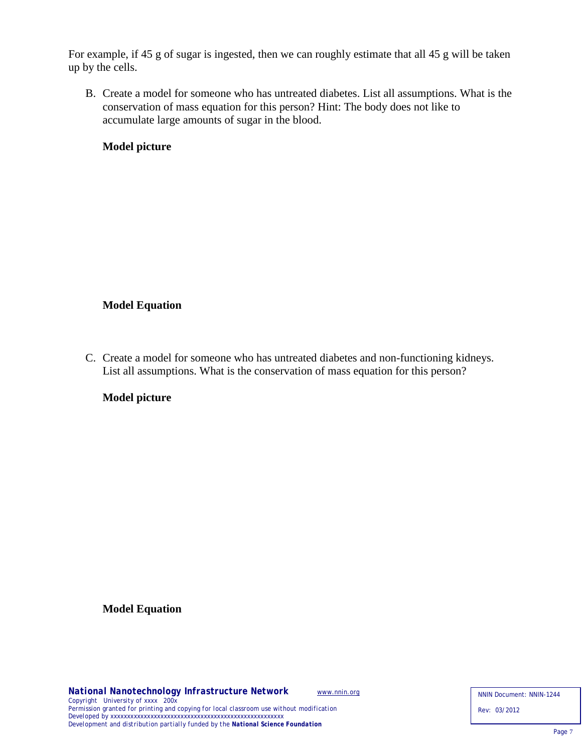For example, if 45 g of sugar is ingested, then we can roughly estimate that all 45 g will be taken up by the cells.

B. Create a model for someone who has untreated diabetes. List all assumptions. What is the conservation of mass equation for this person? Hint: The body does not like to accumulate large amounts of sugar in the blood.

**Model picture**

**Model Equation**

C. Create a model for someone who has untreated diabetes and non-functioning kidneys. List all assumptions. What is the conservation of mass equation for this person?

**Model picture**

**Model Equation**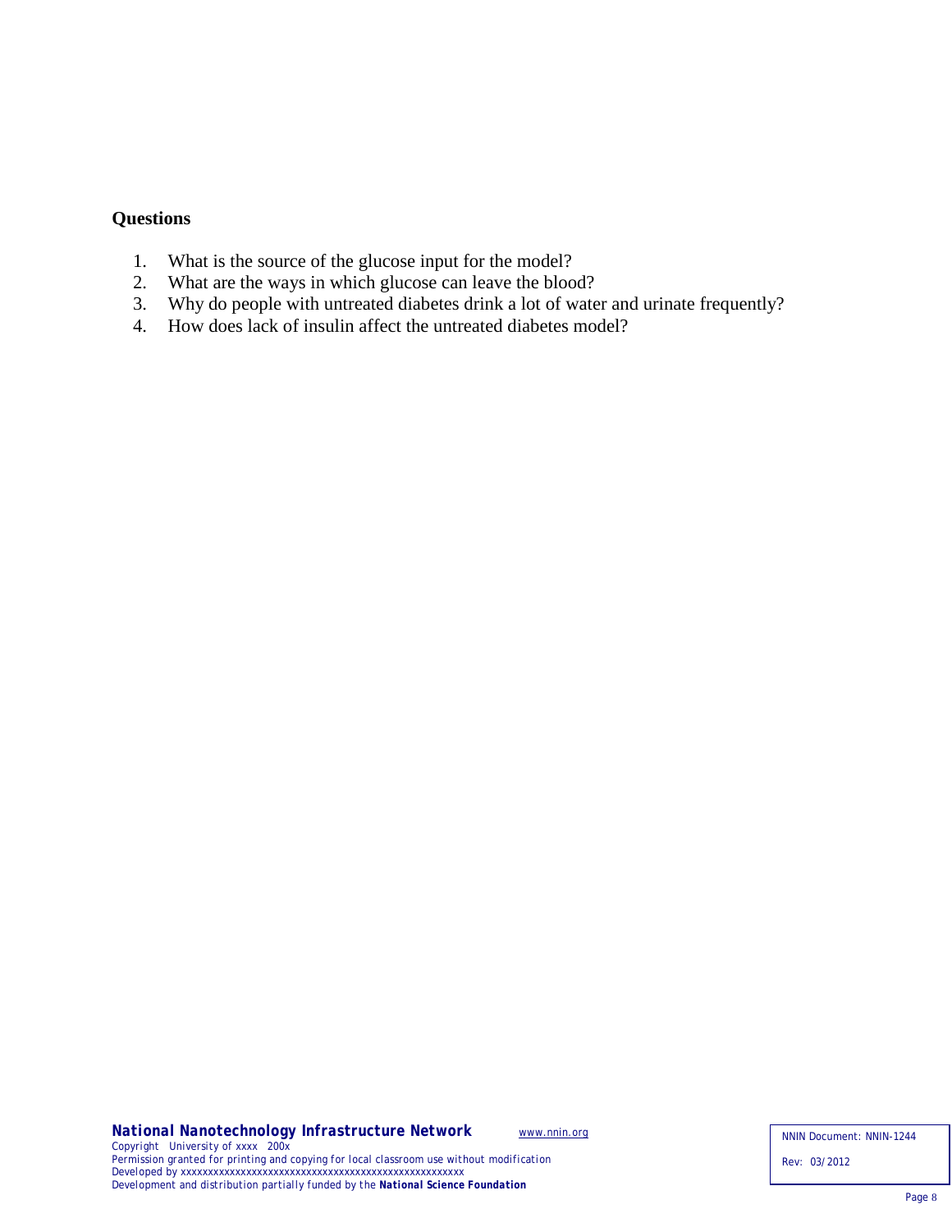**Questions**

1. What is the source of the glucose input for the model?
2. What are the ways in which glucose can leave the blood?
3. Why do people with untreated diabetes drink a lot of water and urinate frequently?
4. How does lack of insulin affect the untreated diabetes model?